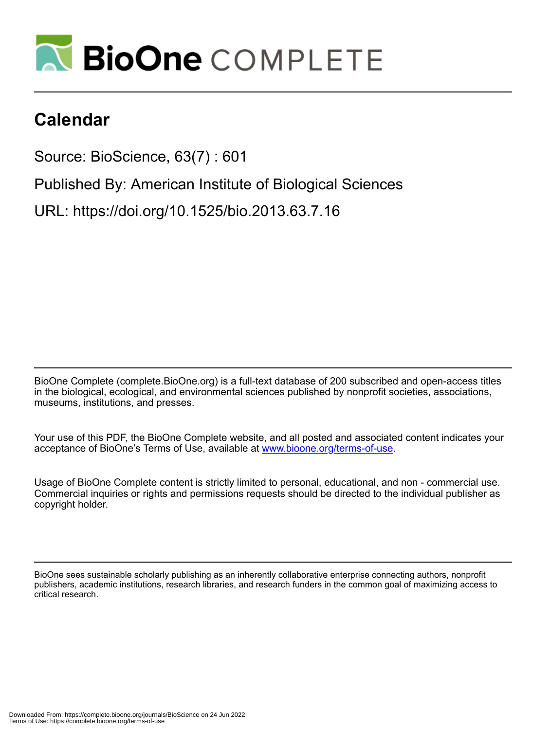# BioOne COMPLETE

# Calendar

Source: BioScience, 63(7) : 601

Published By: American Institute of Biological Sciences

URL: https://doi.org/10.1525/bio.2013.63.7.16

BioOne Complete (complete.BioOne.org) is a full-text database of 200 subscribed and open-access titles in the biological, ecological, and environmental sciences published by nonprofit societies, associations, museums, institutions, and presses.

Your use of this PDF, the BioOne Complete website, and all posted and associated content indicates your acceptance of BioOne's Terms of Use, available at www.bioone.org/terms-of-use.

Usage of BioOne Complete content is strictly limited to personal, educational, and non - commercial use. Commercial inquiries or rights and permissions requests should be directed to the individual publisher as copyright holder.

BioOne sees sustainable scholarly publishing as an inherently collaborative enterprise connecting authors, nonprofit publishers, academic institutions, research libraries, and research funders in the common goal of maximizing access to critical research.

Downloaded From: https://complete.bioone.org/journals/BioScience on 24 Jun 2022
Terms of Use: https://complete.bioone.org/terms-of-use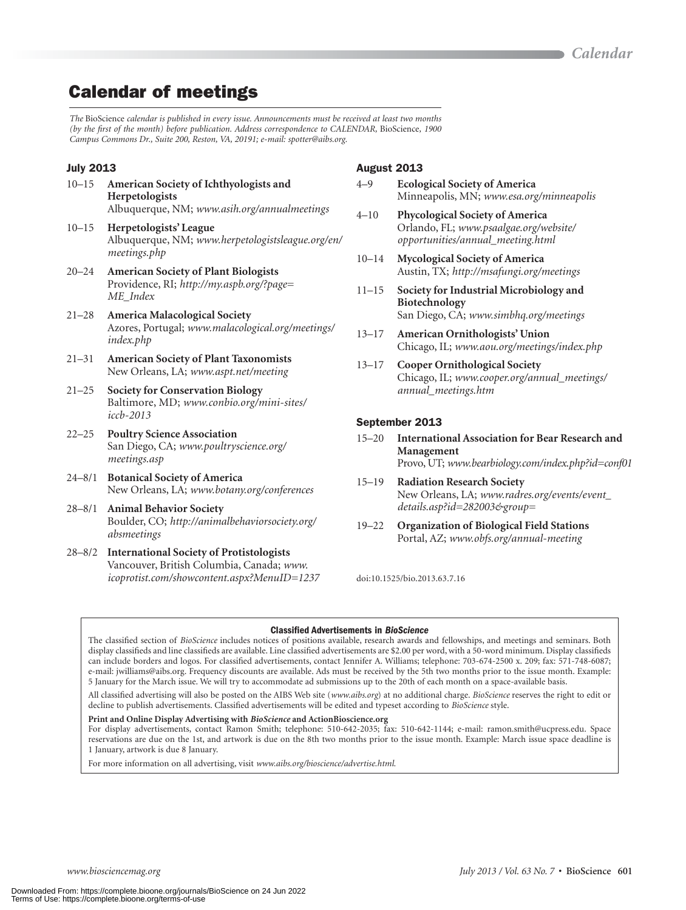# Calendar of meetings

*The* BioScience *calendar is published in every issue. Announcements must be received at least two months (by the first of the month) before publication. Address correspondence to CALENDAR,* BioScience*, 1900 Campus Commons Dr., Suite 200, Reston, VA, 20191; e-mail: spotter@aibs.org.*

## July 2013

10–15 **American Society of Ichthyologists and Herpetologists**
Albuquerque, NM; *www.asih.org/annualmeetings*

10–15 **Herpetologists' League**
Albuquerque, NM; *www.herpetologistsleague.org/en/meetings.php*

20–24 **American Society of Plant Biologists**
Providence, RI; *http://my.aspb.org/?page=ME_Index*

21–28 **America Malacological Society**
Azores, Portugal; *www.malacological.org/meetings/index.php*

21–31 **American Society of Plant Taxonomists**
New Orleans, LA; *www.aspt.net/meeting*

21–25 **Society for Conservation Biology**
Baltimore, MD; *www.conbio.org/mini-sites/iccb-2013*

22–25 **Poultry Science Association**
San Diego, CA; *www.poultryscience.org/meetings.asp*

24–8/1 **Botanical Society of America**
New Orleans, LA; *www.botany.org/conferences*

28–8/1 **Animal Behavior Society**
Boulder, CO; *http://animalbehaviorsociety.org/absmeetings*

28–8/2 **International Society of Protistologists**
Vancouver, British Columbia, Canada; *www.icoprotist.com/showcontent.aspx?MenuID=1237*

## August 2013

4–9 **Ecological Society of America**
Minneapolis, MN; *www.esa.org/minneapolis*

4–10 **Phycological Society of America**
Orlando, FL; *www.psaalgae.org/website/opportunities/annual_meeting.html*

10–14 **Mycological Society of America**
Austin, TX; *http://msafungi.org/meetings*

11–15 **Society for Industrial Microbiology and Biotechnology**
San Diego, CA; *www.simbhq.org/meetings*

13–17 **American Ornithologists' Union**
Chicago, IL; *www.aou.org/meetings/index.php*

13–17 **Cooper Ornithological Society**
Chicago, IL; *www.cooper.org/annual_meetings/annual_meetings.htm*

## September 2013

15–20 **International Association for Bear Research and Management**
Provo, UT; *www.bearbiology.com/index.php?id=conf01*

15–19 **Radiation Research Society**
New Orleans, LA; *www.radres.org/events/event_details.asp?id=282003&group=*

19–22 **Organization of Biological Field Stations**
Portal, AZ; *www.obfs.org/annual-meeting*

doi:10.1525/bio.2013.63.7.16

### Classified Advertisements in *BioScience*

The classified section of *BioScience* includes notices of positions available, research awards and fellowships, and meetings and seminars. Both display classifieds and line classifieds are available. Line classified advertisements are $2.00 per word, with a 50-word minimum. Display classifieds can include borders and logos. For classified advertisements, contact Jennifer A. Williams; telephone: 703-674-2500 x. 209; fax: 571-748-6087; e-mail: jwilliams@aibs.org. Frequency discounts are available. Ads must be received by the 5th two months prior to the issue month. Example: 5 January for the March issue. We will try to accommodate ad submissions up to the 20th of each month on a space-available basis.

All classified advertising will also be posted on the AIBS Web site (*www.aibs.org*) at no additional charge. *BioScience* reserves the right to edit or decline to publish advertisements. Classified advertisements will be edited and typeset according to *BioScience* style.

**Print and Online Display Advertising with *BioScience* and ActionBioscience.org**
For display advertisements, contact Ramon Smith; telephone: 510-642-2035; fax: 510-642-1144; e-mail: ramon.smith@ucpress.edu. Space reservations are due on the 1st, and artwork is due on the 8th two months prior to the issue month. Example: March issue space deadline is 1 January, artwork is due 8 January.

For more information on all advertising, visit *www.aibs.org/bioscience/advertise.html.*